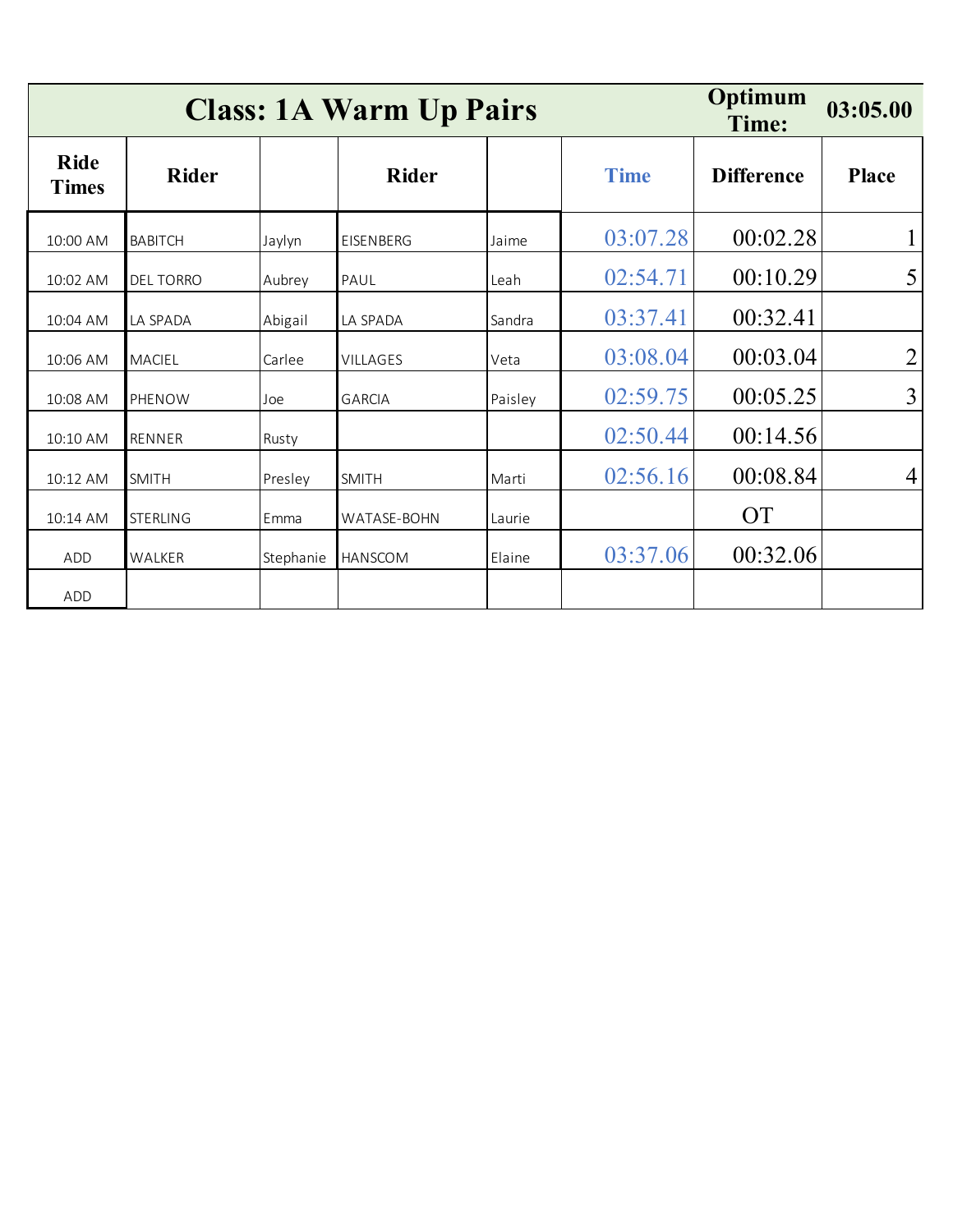| Class: 1A Warm Up Pairs | | | | | | Optimum Time: | 03:05.00 |
|---|---|---|---|---|---|---|---|
| Ride Times | Rider | | Rider | | Time | Difference | Place |
| 10:00 AM | BABITCH | Jaylyn | EISENBERG | Jaime | 03:07.28 | 00:02.28 | 1 |
| 10:02 AM | DEL TORRO | Aubrey | PAUL | Leah | 02:54.71 | 00:10.29 | 5 |
| 10:04 AM | LA SPADA | Abigail | LA SPADA | Sandra | 03:37.41 | 00:32.41 | |
| 10:06 AM | MACIEL | Carlee | VILLAGES | Veta | 03:08.04 | 00:03.04 | 2 |
| 10:08 AM | PHENOW | Joe | GARCIA | Paisley | 02:59.75 | 00:05.25 | 3 |
| 10:10 AM | RENNER | Rusty | | | 02:50.44 | 00:14.56 | |
| 10:12 AM | SMITH | Presley | SMITH | Marti | 02:56.16 | 00:08.84 | 4 |
| 10:14 AM | STERLING | Emma | WATASE-BOHN | Laurie | | OT | |
| ADD | WALKER | Stephanie | HANSCOM | Elaine | 03:37.06 | 00:32.06 | |
| ADD | | | | | | | |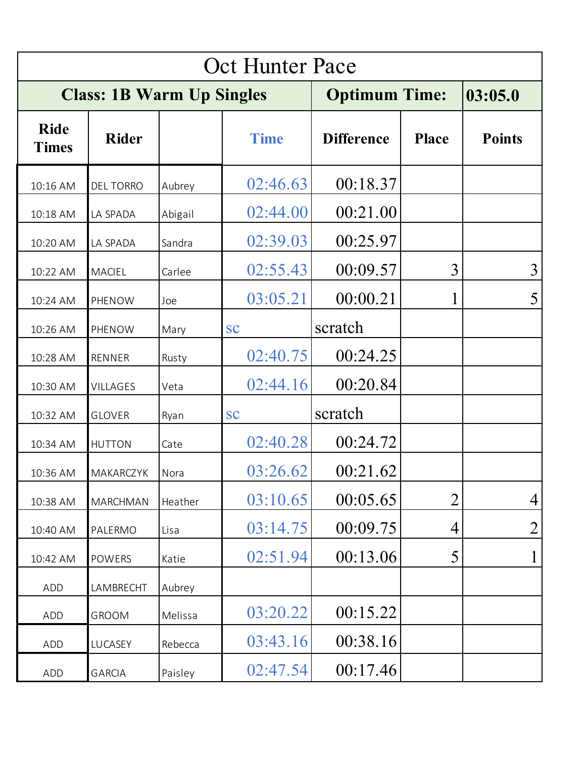# Oct Hunter Pace

| Class: 1B Warm Up Singles | | | | Optimum Time: | | 03:05.0 |
|---|---|---|---|---|---|---|
| **Ride Times** | **Rider** | | **Time** | **Difference** | **Place** | **Points** |
| 10:16 AM | DEL TORRO | Aubrey | 02:46.63 | 00:18.37 | | |
| 10:18 AM | LA SPADA | Abigail | 02:44.00 | 00:21.00 | | |
| 10:20 AM | LA SPADA | Sandra | 02:39.03 | 00:25.97 | | |
| 10:22 AM | MACIEL | Carlee | 02:55.43 | 00:09.57 | 3 | 3 |
| 10:24 AM | PHENOW | Joe | 03:05.21 | 00:00.21 | 1 | 5 |
| 10:26 AM | PHENOW | Mary | sc | scratch | | |
| 10:28 AM | RENNER | Rusty | 02:40.75 | 00:24.25 | | |
| 10:30 AM | VILLAGES | Veta | 02:44.16 | 00:20.84 | | |
| 10:32 AM | GLOVER | Ryan | sc | scratch | | |
| 10:34 AM | HUTTON | Cate | 02:40.28 | 00:24.72 | | |
| 10:36 AM | MAKARCZYK | Nora | 03:26.62 | 00:21.62 | | |
| 10:38 AM | MARCHMAN | Heather | 03:10.65 | 00:05.65 | 2 | 4 |
| 10:40 AM | PALERMO | Lisa | 03:14.75 | 00:09.75 | 4 | 2 |
| 10:42 AM | POWERS | Katie | 02:51.94 | 00:13.06 | 5 | 1 |
| ADD | LAMBRECHT | Aubrey | | | | |
| ADD | GROOM | Melissa | 03:20.22 | 00:15.22 | | |
| ADD | LUCASEY | Rebecca | 03:43.16 | 00:38.16 | | |
| ADD | GARCIA | Paisley | 02:47.54 | 00:17.46 | | |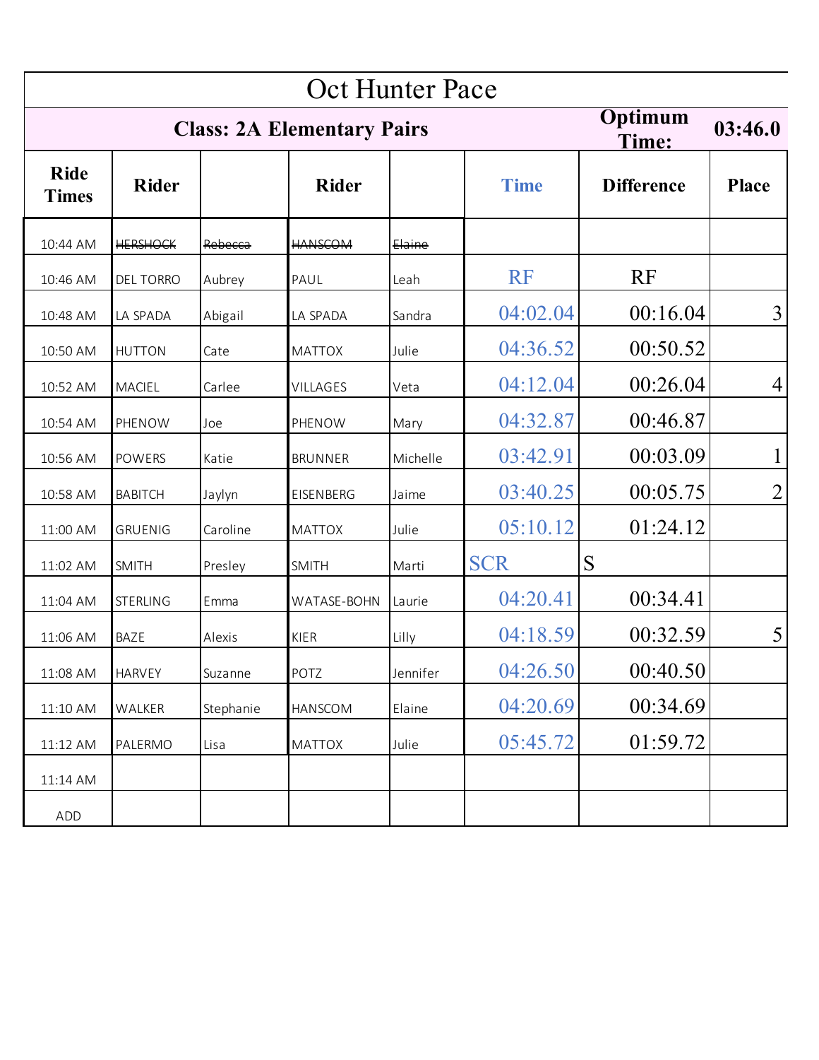# Oct Hunter Pace

## Class: 2A Elementary Pairs

**Optimum Time:** 03:46.0

| Ride Times | Rider | | Rider | | Time | Difference | Place |
|---|---|---|---|---|---|---|---|
| 10:44 AM | ~~HERSHOCK~~ | ~~Rebecca~~ | ~~HANSCOM~~ | ~~Elaine~~ | | | |
| 10:46 AM | DEL TORRO | Aubrey | PAUL | Leah | RF | RF | |
| 10:48 AM | LA SPADA | Abigail | LA SPADA | Sandra | 04:02.04 | 00:16.04 | 3 |
| 10:50 AM | HUTTON | Cate | MATTOX | Julie | 04:36.52 | 00:50.52 | |
| 10:52 AM | MACIEL | Carlee | VILLAGES | Veta | 04:12.04 | 00:26.04 | 4 |
| 10:54 AM | PHENOW | Joe | PHENOW | Mary | 04:32.87 | 00:46.87 | |
| 10:56 AM | POWERS | Katie | BRUNNER | Michelle | 03:42.91 | 00:03.09 | 1 |
| 10:58 AM | BABITCH | Jaylyn | EISENBERG | Jaime | 03:40.25 | 00:05.75 | 2 |
| 11:00 AM | GRUENIG | Caroline | MATTOX | Julie | 05:10.12 | 01:24.12 | |
| 11:02 AM | SMITH | Presley | SMITH | Marti | SCR | S | |
| 11:04 AM | STERLING | Emma | WATASE-BOHN | Laurie | 04:20.41 | 00:34.41 | |
| 11:06 AM | BAZE | Alexis | KIER | Lilly | 04:18.59 | 00:32.59 | 5 |
| 11:08 AM | HARVEY | Suzanne | POTZ | Jennifer | 04:26.50 | 00:40.50 | |
| 11:10 AM | WALKER | Stephanie | HANSCOM | Elaine | 04:20.69 | 00:34.69 | |
| 11:12 AM | PALERMO | Lisa | MATTOX | Julie | 05:45.72 | 01:59.72 | |
| 11:14 AM | | | | | | | |
| ADD | | | | | | | |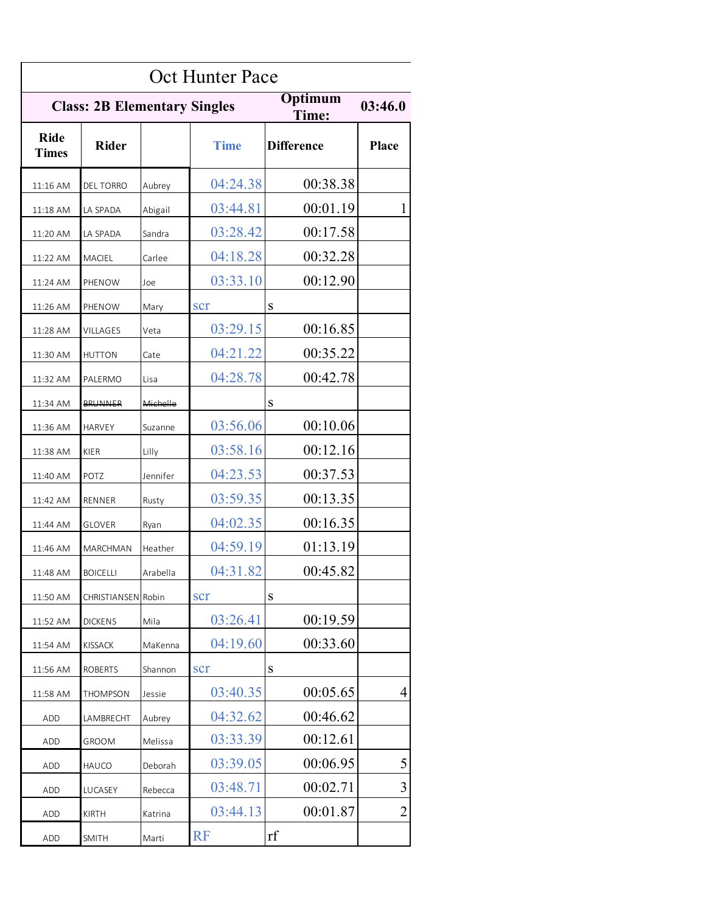# Oct Hunter Pace

| **Class: 2B Elementary Singles** | | | **Optimum Time:** | **03:46.0** | |
|---|---|---|---|---|---|
| **Ride Times** | **Rider** | | **Time** | **Difference** | **Place** |
| 11:16 AM | DEL TORRO | Aubrey | 04:24.38 | 00:38.38 | |
| 11:18 AM | LA SPADA | Abigail | 03:44.81 | 00:01.19 | 1 |
| 11:20 AM | LA SPADA | Sandra | 03:28.42 | 00:17.58 | |
| 11:22 AM | MACIEL | Carlee | 04:18.28 | 00:32.28 | |
| 11:24 AM | PHENOW | Joe | 03:33.10 | 00:12.90 | |
| 11:26 AM | PHENOW | Mary | scr | s | |
| 11:28 AM | VILLAGES | Veta | 03:29.15 | 00:16.85 | |
| 11:30 AM | HUTTON | Cate | 04:21.22 | 00:35.22 | |
| 11:32 AM | PALERMO | Lisa | 04:28.78 | 00:42.78 | |
| 11:34 AM | ~~BRUNNER~~ | ~~Michelle~~ | | s | |
| 11:36 AM | HARVEY | Suzanne | 03:56.06 | 00:10.06 | |
| 11:38 AM | KIER | Lilly | 03:58.16 | 00:12.16 | |
| 11:40 AM | POTZ | Jennifer | 04:23.53 | 00:37.53 | |
| 11:42 AM | RENNER | Rusty | 03:59.35 | 00:13.35 | |
| 11:44 AM | GLOVER | Ryan | 04:02.35 | 00:16.35 | |
| 11:46 AM | MARCHMAN | Heather | 04:59.19 | 01:13.19 | |
| 11:48 AM | BOICELLI | Arabella | 04:31.82 | 00:45.82 | |
| 11:50 AM | CHRISTIANSEN | Robin | scr | s | |
| 11:52 AM | DICKENS | Mila | 03:26.41 | 00:19.59 | |
| 11:54 AM | KISSACK | MaKenna | 04:19.60 | 00:33.60 | |
| 11:56 AM | ROBERTS | Shannon | scr | s | |
| 11:58 AM | THOMPSON | Jessie | 03:40.35 | 00:05.65 | 4 |
| ADD | LAMBRECHT | Aubrey | 04:32.62 | 00:46.62 | |
| ADD | GROOM | Melissa | 03:33.39 | 00:12.61 | |
| ADD | HAUCO | Deborah | 03:39.05 | 00:06.95 | 5 |
| ADD | LUCASEY | Rebecca | 03:48.71 | 00:02.71 | 3 |
| ADD | KIRTH | Katrina | 03:44.13 | 00:01.87 | 2 |
| ADD | SMITH | Marti | RF | rf | |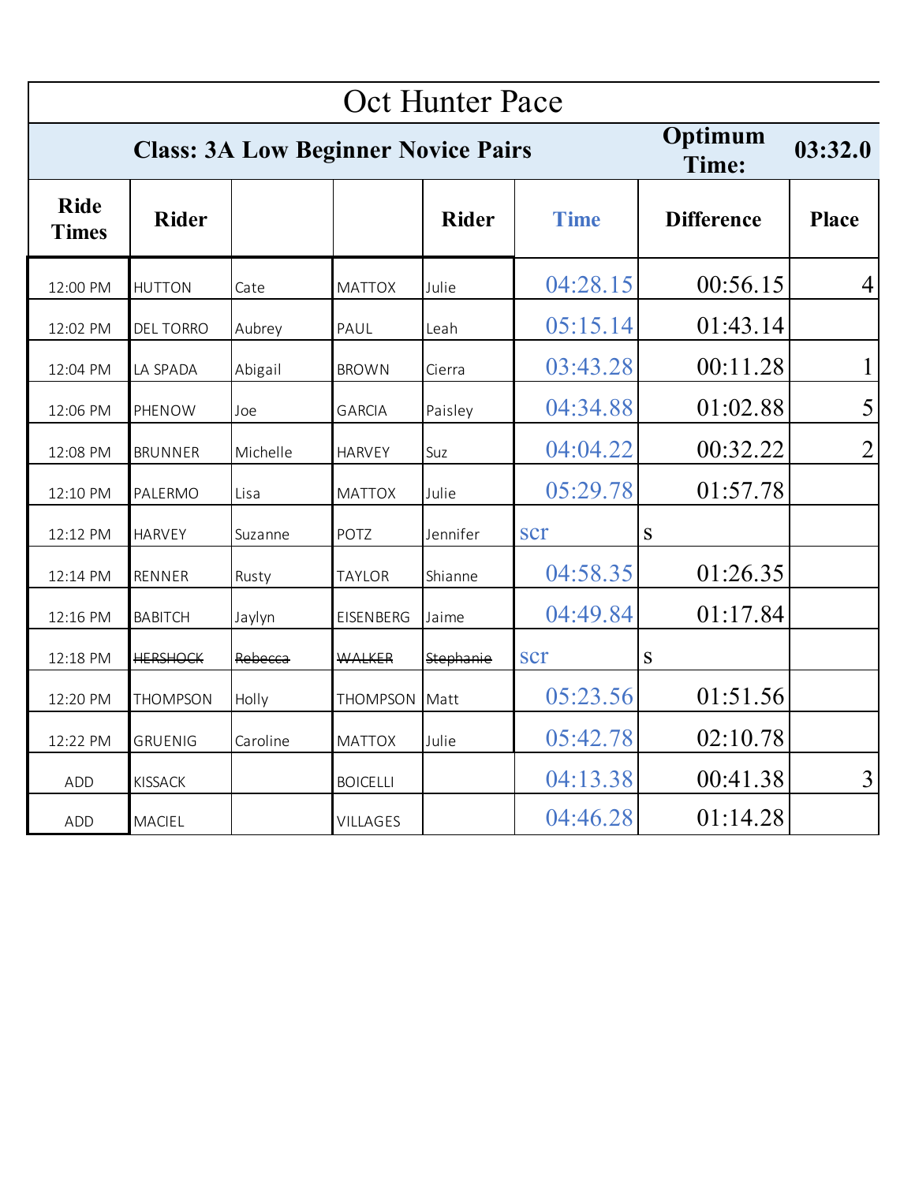# Oct Hunter Pace

## Class: 3A Low Beginner Novice Pairs

**Optimum Time:** 03:32.0

| Ride Times | Rider | | | Rider | Time | Difference | Place |
|---|---|---|---|---|---|---|---|
| 12:00 PM | HUTTON | Cate | MATTOX | Julie | 04:28.15 | 00:56.15 | 4 |
| 12:02 PM | DEL TORRO | Aubrey | PAUL | Leah | 05:15.14 | 01:43.14 | |
| 12:04 PM | LA SPADA | Abigail | BROWN | Cierra | 03:43.28 | 00:11.28 | 1 |
| 12:06 PM | PHENOW | Joe | GARCIA | Paisley | 04:34.88 | 01:02.88 | 5 |
| 12:08 PM | BRUNNER | Michelle | HARVEY | Suz | 04:04.22 | 00:32.22 | 2 |
| 12:10 PM | PALERMO | Lisa | MATTOX | Julie | 05:29.78 | 01:57.78 | |
| 12:12 PM | HARVEY | Suzanne | POTZ | Jennifer | scr | s | |
| 12:14 PM | RENNER | Rusty | TAYLOR | Shianne | 04:58.35 | 01:26.35 | |
| 12:16 PM | BABITCH | Jaylyn | EISENBERG | Jaime | 04:49.84 | 01:17.84 | |
| 12:18 PM | ~~HERSHOCK~~ | ~~Rebecca~~ | ~~WALKER~~ | ~~Stephanie~~ | scr | s | |
| 12:20 PM | THOMPSON | Holly | THOMPSON | Matt | 05:23.56 | 01:51.56 | |
| 12:22 PM | GRUENIG | Caroline | MATTOX | Julie | 05:42.78 | 02:10.78 | |
| ADD | KISSACK | | BOICELLI | | 04:13.38 | 00:41.38 | 3 |
| ADD | MACIEL | | VILLAGES | | 04:46.28 | 01:14.28 | |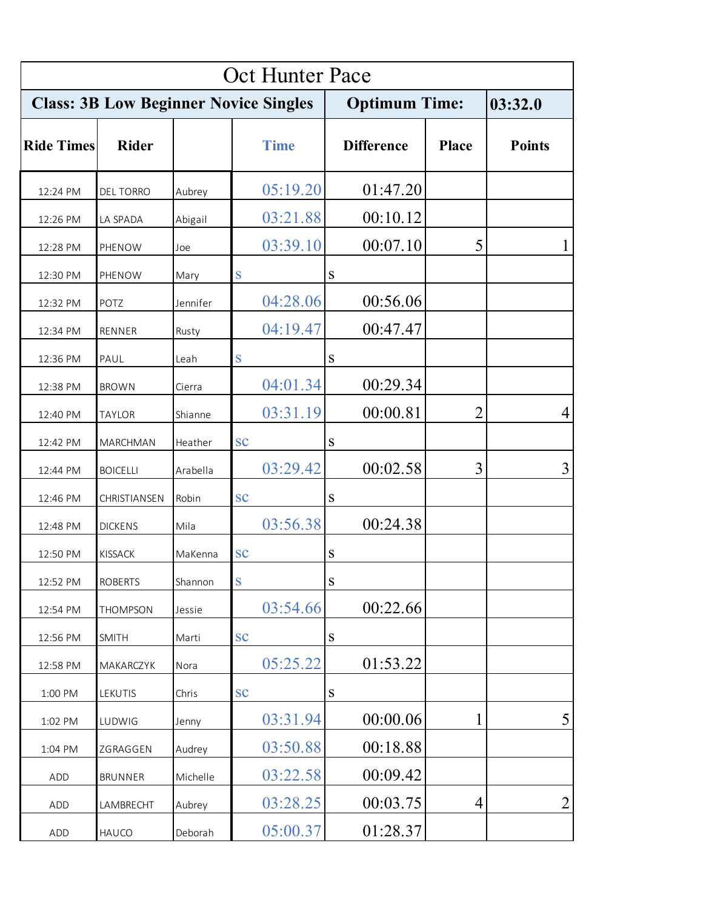| Oct Hunter Pace | | | | | | |
|---|---|---|---|---|---|---|
| **Class: 3B Low Beginner Novice Singles** | | | **Optimum Time:** | | **03:32.0** | |
| **Ride Times** | **Rider** | | **Time** | **Difference** | **Place** | **Points** |
| 12:24 PM | DEL TORRO | Aubrey | 05:19.20 | 01:47.20 | | |
| 12:26 PM | LA SPADA | Abigail | 03:21.88 | 00:10.12 | | |
| 12:28 PM | PHENOW | Joe | 03:39.10 | 00:07.10 | 5 | 1 |
| 12:30 PM | PHENOW | Mary | S | S | | |
| 12:32 PM | POTZ | Jennifer | 04:28.06 | 00:56.06 | | |
| 12:34 PM | RENNER | Rusty | 04:19.47 | 00:47.47 | | |
| 12:36 PM | PAUL | Leah | S | S | | |
| 12:38 PM | BROWN | Cierra | 04:01.34 | 00:29.34 | | |
| 12:40 PM | TAYLOR | Shianne | 03:31.19 | 00:00.81 | 2 | 4 |
| 12:42 PM | MARCHMAN | Heather | SC | S | | |
| 12:44 PM | BOICELLI | Arabella | 03:29.42 | 00:02.58 | 3 | 3 |
| 12:46 PM | CHRISTIANSEN | Robin | SC | S | | |
| 12:48 PM | DICKENS | Mila | 03:56.38 | 00:24.38 | | |
| 12:50 PM | KISSACK | MaKenna | SC | S | | |
| 12:52 PM | ROBERTS | Shannon | S | S | | |
| 12:54 PM | THOMPSON | Jessie | 03:54.66 | 00:22.66 | | |
| 12:56 PM | SMITH | Marti | SC | S | | |
| 12:58 PM | MAKARCZYK | Nora | 05:25.22 | 01:53.22 | | |
| 1:00 PM | LEKUTIS | Chris | SC | S | | |
| 1:02 PM | LUDWIG | Jenny | 03:31.94 | 00:00.06 | 1 | 5 |
| 1:04 PM | ZGRAGGEN | Audrey | 03:50.88 | 00:18.88 | | |
| ADD | BRUNNER | Michelle | 03:22.58 | 00:09.42 | | |
| ADD | LAMBRECHT | Aubrey | 03:28.25 | 00:03.75 | 4 | 2 |
| ADD | HAUCO | Deborah | 05:00.37 | 01:28.37 | | |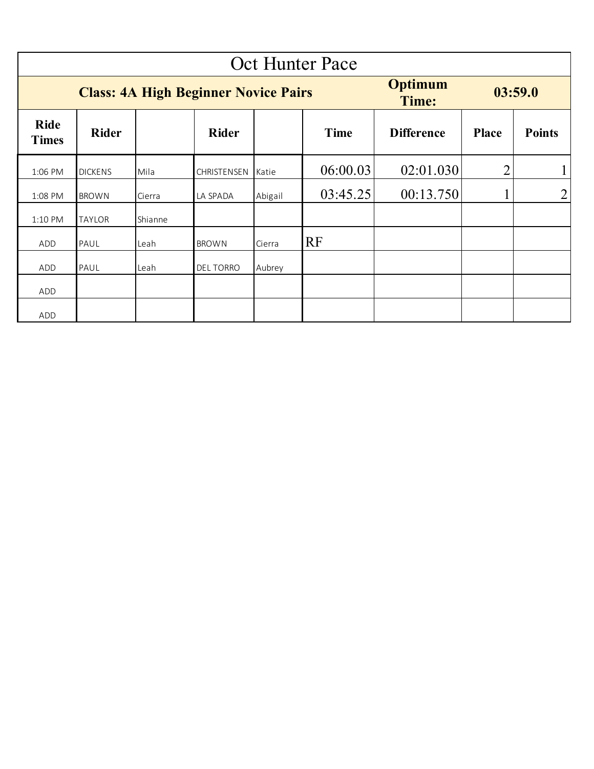# Oct Hunter Pace

| Class: 4A High Beginner Novice Pairs | | | | | | Optimum Time: | 03:59.0 | |
|---|---|---|---|---|---|---|---|---|
| **Ride Times** | **Rider** | | **Rider** | | **Time** | **Difference** | **Place** | **Points** |
| 1:06 PM | DICKENS | Mila | CHRISTENSEN | Katie | 06:00.03 | 02:01.030 | 2 | 1 |
| 1:08 PM | BROWN | Cierra | LA SPADA | Abigail | 03:45.25 | 00:13.750 | 1 | 2 |
| 1:10 PM | TAYLOR | Shianne | | | | | | |
| ADD | PAUL | Leah | BROWN | Cierra | RF | | | |
| ADD | PAUL | Leah | DEL TORRO | Aubrey | | | | |
| ADD | | | | | | | | |
| ADD | | | | | | | | |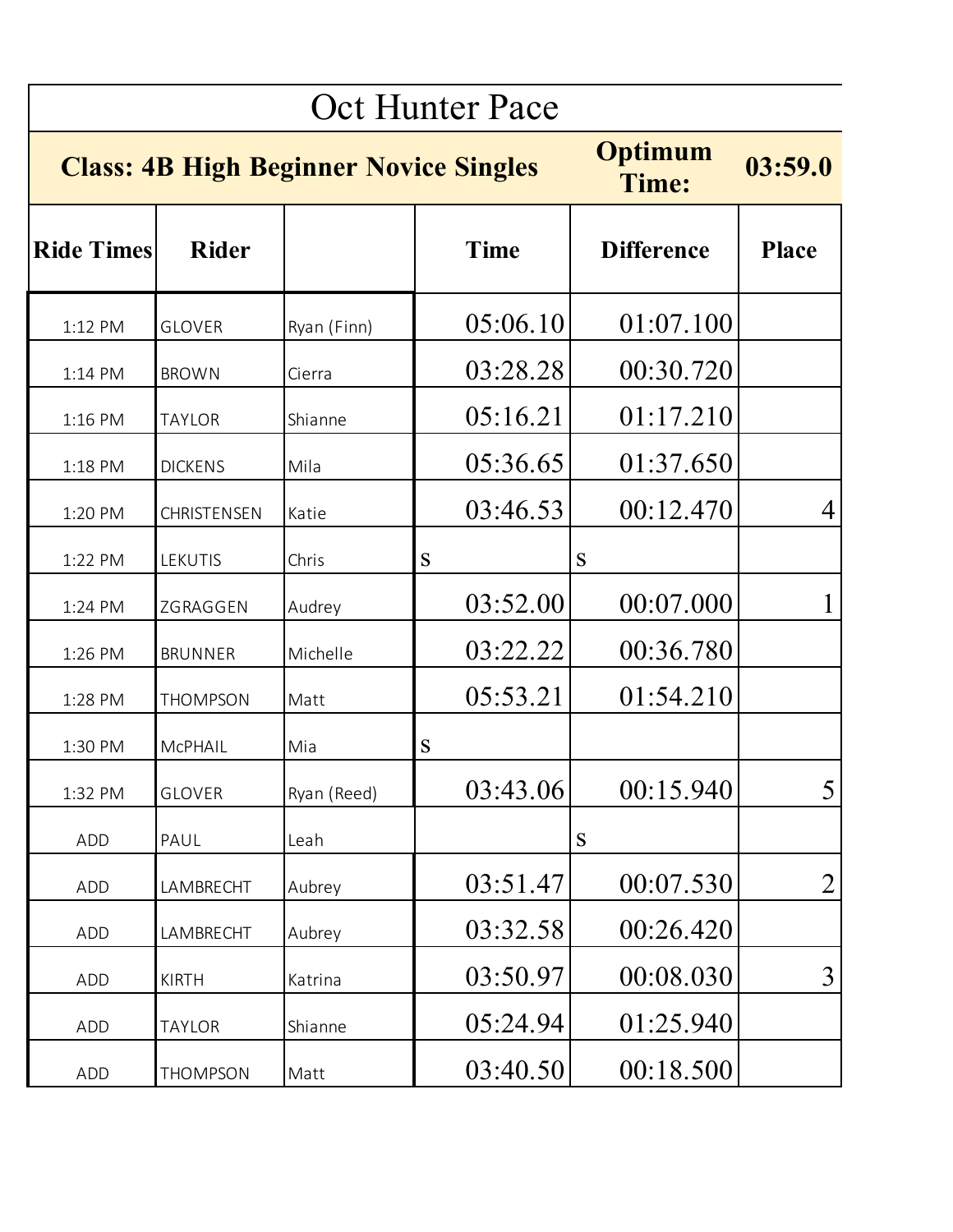# Oct Hunter Pace

## Class: 4B High Beginner Novice Singles

**Optimum Time:** 03:59.0

| Ride Times | Rider | | Time | Difference | Place |
|---|---|---|---|---|---|
| 1:12 PM | GLOVER | Ryan (Finn) | 05:06.10 | 01:07.100 | |
| 1:14 PM | BROWN | Cierra | 03:28.28 | 00:30.720 | |
| 1:16 PM | TAYLOR | Shianne | 05:16.21 | 01:17.210 | |
| 1:18 PM | DICKENS | Mila | 05:36.65 | 01:37.650 | |
| 1:20 PM | CHRISTENSEN | Katie | 03:46.53 | 00:12.470 | 4 |
| 1:22 PM | LEKUTIS | Chris | S | S | |
| 1:24 PM | ZGRAGGEN | Audrey | 03:52.00 | 00:07.000 | 1 |
| 1:26 PM | BRUNNER | Michelle | 03:22.22 | 00:36.780 | |
| 1:28 PM | THOMPSON | Matt | 05:53.21 | 01:54.210 | |
| 1:30 PM | McPHAIL | Mia | S | | |
| 1:32 PM | GLOVER | Ryan (Reed) | 03:43.06 | 00:15.940 | 5 |
| ADD | PAUL | Leah | | S | |
| ADD | LAMBRECHT | Aubrey | 03:51.47 | 00:07.530 | 2 |
| ADD | LAMBRECHT | Aubrey | 03:32.58 | 00:26.420 | |
| ADD | KIRTH | Katrina | 03:50.97 | 00:08.030 | 3 |
| ADD | TAYLOR | Shianne | 05:24.94 | 01:25.940 | |
| ADD | THOMPSON | Matt | 03:40.50 | 00:18.500 | |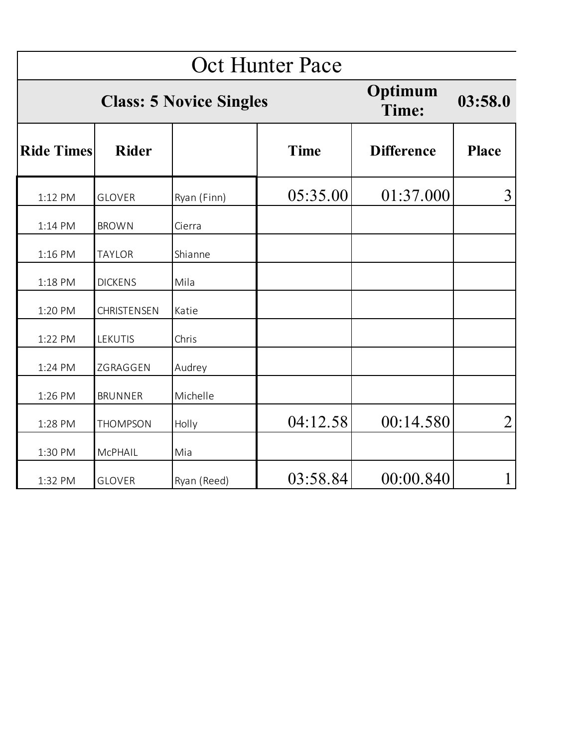# Oct Hunter Pace

| Class: 5 Novice Singles | | | | Optimum Time: | 03:58.0 |
|---|---|---|---|---|---|
| **Ride Times** | **Rider** | | **Time** | **Difference** | **Place** |
| 1:12 PM | GLOVER | Ryan (Finn) | 05:35.00 | 01:37.000 | 3 |
| 1:14 PM | BROWN | Cierra | | | |
| 1:16 PM | TAYLOR | Shianne | | | |
| 1:18 PM | DICKENS | Mila | | | |
| 1:20 PM | CHRISTENSEN | Katie | | | |
| 1:22 PM | LEKUTIS | Chris | | | |
| 1:24 PM | ZGRAGGEN | Audrey | | | |
| 1:26 PM | BRUNNER | Michelle | | | |
| 1:28 PM | THOMPSON | Holly | 04:12.58 | 00:14.580 | 2 |
| 1:30 PM | McPHAIL | Mia | | | |
| 1:32 PM | GLOVER | Ryan (Reed) | 03:58.84 | 00:00.840 | 1 |